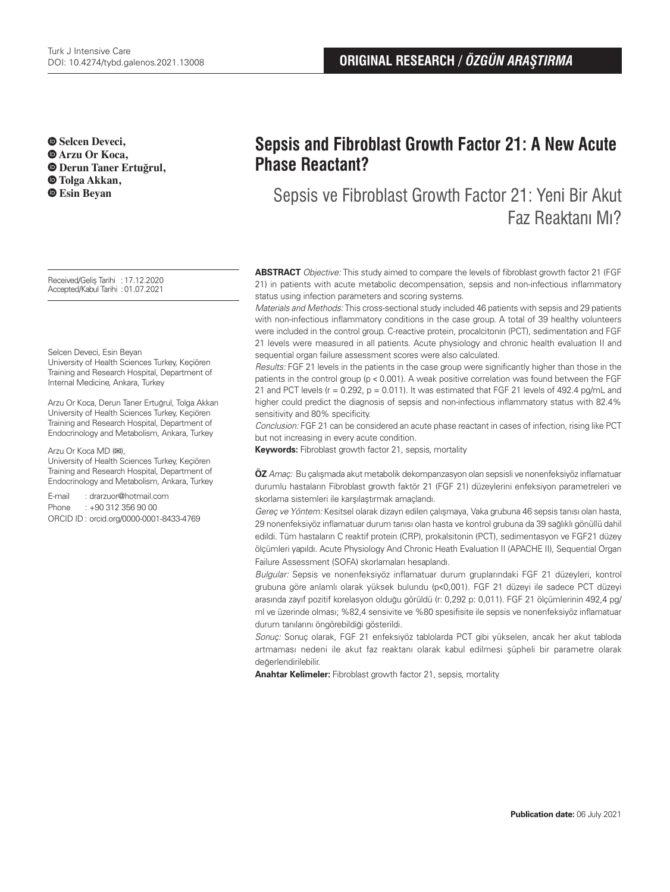ORIGINAL RESEARCH / *ÖZGÜN ARAŞTIRMA*

**Selcen Deveci,**
**Arzu Or Koca,**
**Derun Taner Ertuğrul,**
**Tolga Akkan,**
**Esin Beyan**

# Sepsis and Fibroblast Growth Factor 21: A New Acute Phase Reactant?

## Sepsis ve Fibroblast Growth Factor 21: Yeni Bir Akut Faz Reaktanı Mı?

Received/Geliş Tarihi : 17.12.2020
Accepted/Kabul Tarihi : 01.07.2021

Selcen Deveci, Esin Beyan
University of Health Sciences Turkey, Keçiören Training and Research Hospital, Department of Internal Medicine, Ankara, Turkey

Arzu Or Koca, Derun Taner Ertuğrul, Tolga Akkan
University of Health Sciences Turkey, Keçiören Training and Research Hospital, Department of Endocrinology and Metabolism, Ankara, Turkey

Arzu Or Koca MD (✉),
University of Health Sciences Turkey, Keçiören Training and Research Hospital, Department of Endocrinology and Metabolism, Ankara, Turkey

E-mail : drarzuor@hotmail.com
Phone : +90 312 356 90 00
ORCID ID : orcid.org/0000-0001-8433-4769

**ABSTRACT** *Objective:* This study aimed to compare the levels of fibroblast growth factor 21 (FGF 21) in patients with acute metabolic decompensation, sepsis and non-infectious inflammatory status using infection parameters and scoring systems.

*Materials and Methods:* This cross-sectional study included 46 patients with sepsis and 29 patients with non-infectious inflammatory conditions in the case group. A total of 39 healthy volunteers were included in the control group. C-reactive protein, procalcitonin (PCT), sedimentation and FGF 21 levels were measured in all patients. Acute physiology and chronic health evaluation II and sequential organ failure assessment scores were also calculated.

*Results:* FGF 21 levels in the patients in the case group were significantly higher than those in the patients in the control group ($p < 0.001$). A weak positive correlation was found between the FGF 21 and PCT levels ($r = 0.292$, $p = 0.011$). It was estimated that FGF 21 levels of 492.4 pg/mL and higher could predict the diagnosis of sepsis and non-infectious inflammatory status with 82.4% sensitivity and 80% specificity.

*Conclusion:* FGF 21 can be considered an acute phase reactant in cases of infection, rising like PCT but not increasing in every acute condition.

**Keywords:** Fibroblast growth factor 21, sepsis, mortality

**ÖZ** *Amaç:* Bu çalışmada akut metabolik dekompanzasyon olan sepsisli ve nonenfeksiyöz inflamatuar durumlu hastaların Fibroblast growth faktör 21 (FGF 21) düzeylerini enfeksiyon parametreleri ve skorlama sistemleri ile karşılaştırmak amaçlandı.

*Gereç ve Yöntem:* Kesitsel olarak dizayn edilen çalışmaya, Vaka grubuna 46 sepsis tanısı olan hasta, 29 nonenfeksiyöz inflamatuar durum tanısı olan hasta ve kontrol grubuna da 39 sağlıklı gönüllü dahil edildi. Tüm hastaların C reaktif protein (CRP), prokalsitonin (PCT), sedimentasyon ve FGF21 düzey ölçümleri yapıldı. Acute Physiology And Chronic Heath Evaluation II (APACHE II), Sequential Organ Failure Assessment (SOFA) skorlamaları hesaplandı.

*Bulgular:* Sepsis ve nonenfeksiyöz inflamatuar durum gruplarındaki FGF 21 düzeyleri, kontrol grubuna göre anlamlı olarak yüksek bulundu (p<0,001). FGF 21 düzeyi ile sadece PCT düzeyi arasında zayıf pozitif korelasyon olduğu görüldü (r: 0,292 p: 0,011). FGF 21 ölçümlerinin 492,4 pg/ml ve üzerinde olması; %82,4 sensivite ve %80 spesifisite ile sepsis ve nonenfeksiyöz inflamatuar durum tanılarını öngörebildiği gösterildi.

*Sonuç:* Sonuç olarak, FGF 21 enfeksiyöz tablolarda PCT gibi yükselen, ancak her akut tabloda artmaması nedeni ile akut faz reaktanı olarak kabul edilmesi şüpheli bir parametre olarak değerlendirilebilir.

**Anahtar Kelimeler:** Fibroblast growth factor 21, sepsis, mortality

**Publication date:** 06 July 2021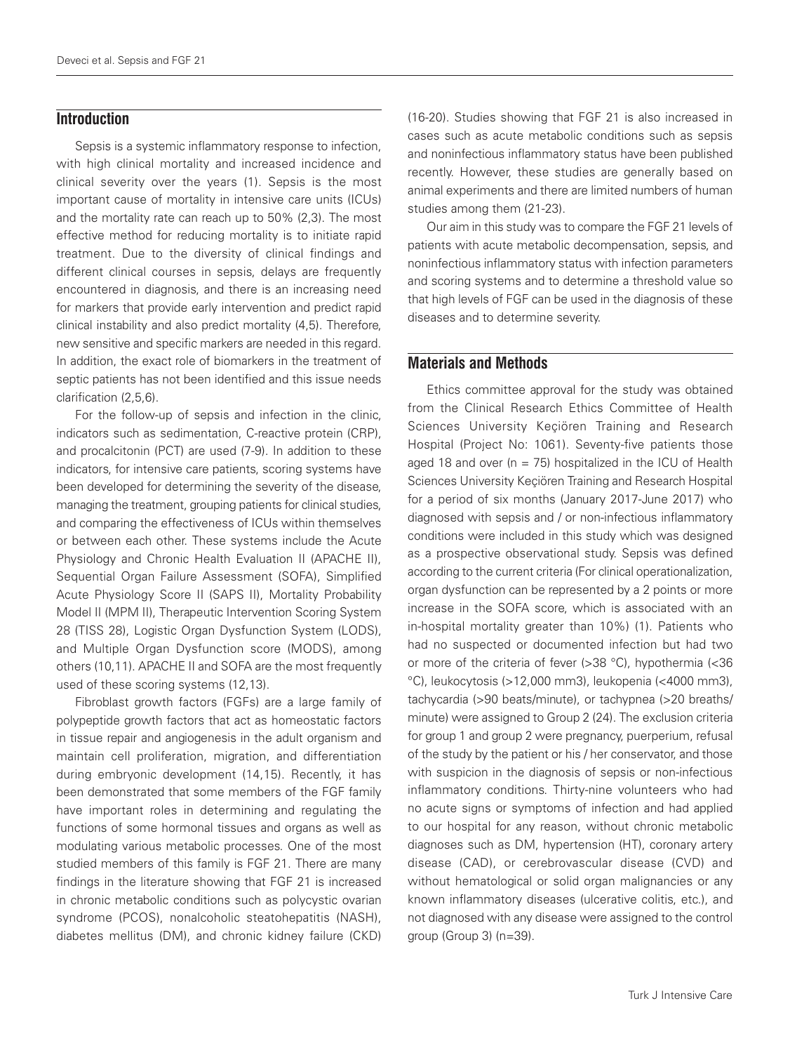## Introduction

Sepsis is a systemic inflammatory response to infection, with high clinical mortality and increased incidence and clinical severity over the years (1). Sepsis is the most important cause of mortality in intensive care units (ICUs) and the mortality rate can reach up to 50% (2,3). The most effective method for reducing mortality is to initiate rapid treatment. Due to the diversity of clinical findings and different clinical courses in sepsis, delays are frequently encountered in diagnosis, and there is an increasing need for markers that provide early intervention and predict rapid clinical instability and also predict mortality (4,5). Therefore, new sensitive and specific markers are needed in this regard. In addition, the exact role of biomarkers in the treatment of septic patients has not been identified and this issue needs clarification (2,5,6).

For the follow-up of sepsis and infection in the clinic, indicators such as sedimentation, C-reactive protein (CRP), and procalcitonin (PCT) are used (7-9). In addition to these indicators, for intensive care patients, scoring systems have been developed for determining the severity of the disease, managing the treatment, grouping patients for clinical studies, and comparing the effectiveness of ICUs within themselves or between each other. These systems include the Acute Physiology and Chronic Health Evaluation II (APACHE II), Sequential Organ Failure Assessment (SOFA), Simplified Acute Physiology Score II (SAPS II), Mortality Probability Model II (MPM II), Therapeutic Intervention Scoring System 28 (TISS 28), Logistic Organ Dysfunction System (LODS), and Multiple Organ Dysfunction score (MODS), among others (10,11). APACHE II and SOFA are the most frequently used of these scoring systems (12,13).

Fibroblast growth factors (FGFs) are a large family of polypeptide growth factors that act as homeostatic factors in tissue repair and angiogenesis in the adult organism and maintain cell proliferation, migration, and differentiation during embryonic development (14,15). Recently, it has been demonstrated that some members of the FGF family have important roles in determining and regulating the functions of some hormonal tissues and organs as well as modulating various metabolic processes. One of the most studied members of this family is FGF 21. There are many findings in the literature showing that FGF 21 is increased in chronic metabolic conditions such as polycystic ovarian syndrome (PCOS), nonalcoholic steatohepatitis (NASH), diabetes mellitus (DM), and chronic kidney failure (CKD) (16-20). Studies showing that FGF 21 is also increased in cases such as acute metabolic conditions such as sepsis and noninfectious inflammatory status have been published recently. However, these studies are generally based on animal experiments and there are limited numbers of human studies among them (21-23).

Our aim in this study was to compare the FGF 21 levels of patients with acute metabolic decompensation, sepsis, and noninfectious inflammatory status with infection parameters and scoring systems and to determine a threshold value so that high levels of FGF can be used in the diagnosis of these diseases and to determine severity.

## Materials and Methods

Ethics committee approval for the study was obtained from the Clinical Research Ethics Committee of Health Sciences University Keçiören Training and Research Hospital (Project No: 1061). Seventy-five patients those aged 18 and over (n = 75) hospitalized in the ICU of Health Sciences University Keçiören Training and Research Hospital for a period of six months (January 2017-June 2017) who diagnosed with sepsis and / or non-infectious inflammatory conditions were included in this study which was designed as a prospective observational study. Sepsis was defined according to the current criteria (For clinical operationalization, organ dysfunction can be represented by a 2 points or more increase in the SOFA score, which is associated with an in-hospital mortality greater than 10%) (1). Patients who had no suspected or documented infection but had two or more of the criteria of fever (>38 °C), hypothermia (<36 °C), leukocytosis (>12,000 mm3), leukopenia (<4000 mm3), tachycardia (>90 beats/minute), or tachypnea (>20 breaths/minute) were assigned to Group 2 (24). The exclusion criteria for group 1 and group 2 were pregnancy, puerperium, refusal of the study by the patient or his / her conservator, and those with suspicion in the diagnosis of sepsis or non-infectious inflammatory conditions. Thirty-nine volunteers who had no acute signs or symptoms of infection and had applied to our hospital for any reason, without chronic metabolic diagnoses such as DM, hypertension (HT), coronary artery disease (CAD), or cerebrovascular disease (CVD) and without hematological or solid organ malignancies or any known inflammatory diseases (ulcerative colitis, etc.), and not diagnosed with any disease were assigned to the control group (Group 3) (n=39).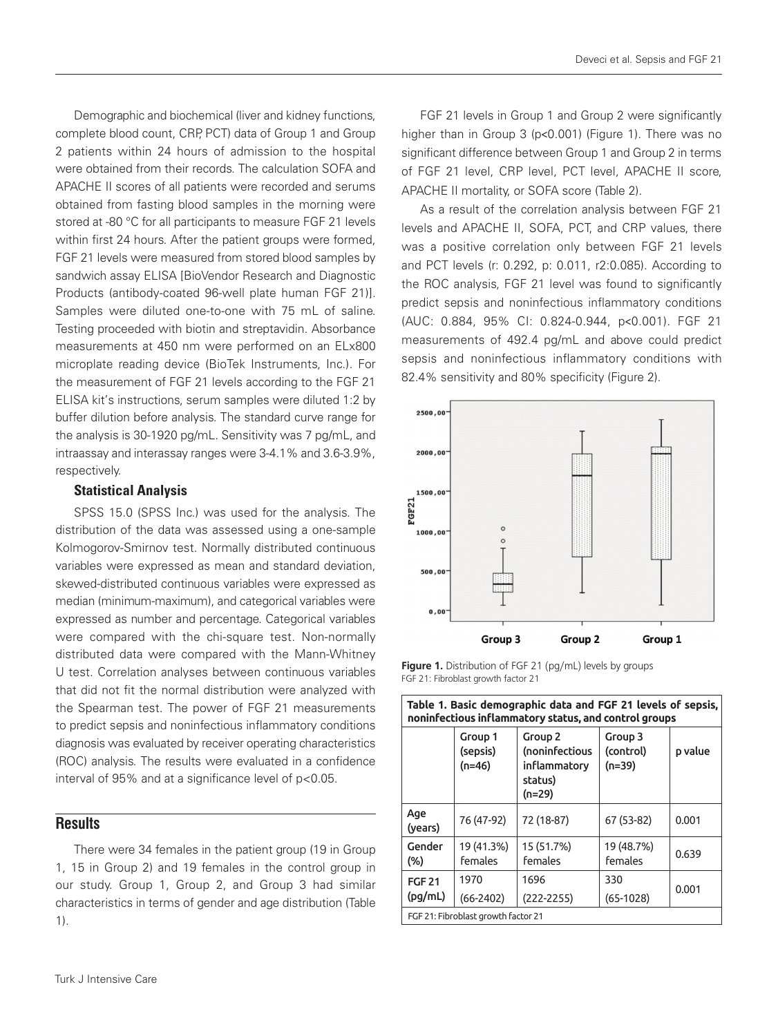Demographic and biochemical (liver and kidney functions, complete blood count, CRP, PCT) data of Group 1 and Group 2 patients within 24 hours of admission to the hospital were obtained from their records. The calculation SOFA and APACHE II scores of all patients were recorded and serums obtained from fasting blood samples in the morning were stored at -80 °C for all participants to measure FGF 21 levels within first 24 hours. After the patient groups were formed, FGF 21 levels were measured from stored blood samples by sandwich assay ELISA [BioVendor Research and Diagnostic Products (antibody-coated 96-well plate human FGF 21)]. Samples were diluted one-to-one with 75 mL of saline. Testing proceeded with biotin and streptavidin. Absorbance measurements at 450 nm were performed on an ELx800 microplate reading device (BioTek Instruments, Inc.). For the measurement of FGF 21 levels according to the FGF 21 ELISA kit's instructions, serum samples were diluted 1:2 by buffer dilution before analysis. The standard curve range for the analysis is 30-1920 pg/mL. Sensitivity was 7 pg/mL, and intraassay and interassay ranges were 3-4.1% and 3.6-3.9%, respectively.

### Statistical Analysis

SPSS 15.0 (SPSS Inc.) was used for the analysis. The distribution of the data was assessed using a one-sample Kolmogorov-Smirnov test. Normally distributed continuous variables were expressed as mean and standard deviation, skewed-distributed continuous variables were expressed as median (minimum-maximum), and categorical variables were expressed as number and percentage. Categorical variables were compared with the chi-square test. Non-normally distributed data were compared with the Mann-Whitney U test. Correlation analyses between continuous variables that did not fit the normal distribution were analyzed with the Spearman test. The power of FGF 21 measurements to predict sepsis and noninfectious inflammatory conditions diagnosis was evaluated by receiver operating characteristics (ROC) analysis. The results were evaluated in a confidence interval of 95% and at a significance level of $p<0.05$.

## Results

There were 34 females in the patient group (19 in Group 1, 15 in Group 2) and 19 females in the control group in our study. Group 1, Group 2, and Group 3 had similar characteristics in terms of gender and age distribution (Table 1).

FGF 21 levels in Group 1 and Group 2 were significantly higher than in Group 3 ($p<0.001$) (Figure 1). There was no significant difference between Group 1 and Group 2 in terms of FGF 21 level, CRP level, PCT level, APACHE II score, APACHE II mortality, or SOFA score (Table 2).

As a result of the correlation analysis between FGF 21 levels and APACHE II, SOFA, PCT, and CRP values, there was a positive correlation only between FGF 21 levels and PCT levels (r: 0.292, p: 0.011, r2:0.085). According to the ROC analysis, FGF 21 level was found to significantly predict sepsis and noninfectious inflammatory conditions (AUC: 0.884, 95% CI: 0.824-0.944, $p<0.001$). FGF 21 measurements of 492.4 pg/mL and above could predict sepsis and noninfectious inflammatory conditions with 82.4% sensitivity and 80% specificity (Figure 2).

**Figure 1.** Distribution of FGF 21 (pg/mL) levels by groups
FGF 21: Fibroblast growth factor 21

**Table 1. Basic demographic data and FGF 21 levels of sepsis, noninfectious inflammatory status, and control groups**

| | Group 1 (sepsis) (n=46) | Group 2 (noninfectious inflammatory status) (n=29) | Group 3 (control) (n=39) | p value |
|---|---|---|---|---|
| Age (years) | 76 (47-92) | 72 (18-87) | 67 (53-82) | 0.001 |
| Gender (%) | 19 (41.3%) females | 15 (51.7%) females | 19 (48.7%) females | 0.639 |
| FGF 21 (pg/mL) | 1970 (66-2402) | 1696 (222-2255) | 330 (65-1028) | 0.001 |

FGF 21: Fibroblast growth factor 21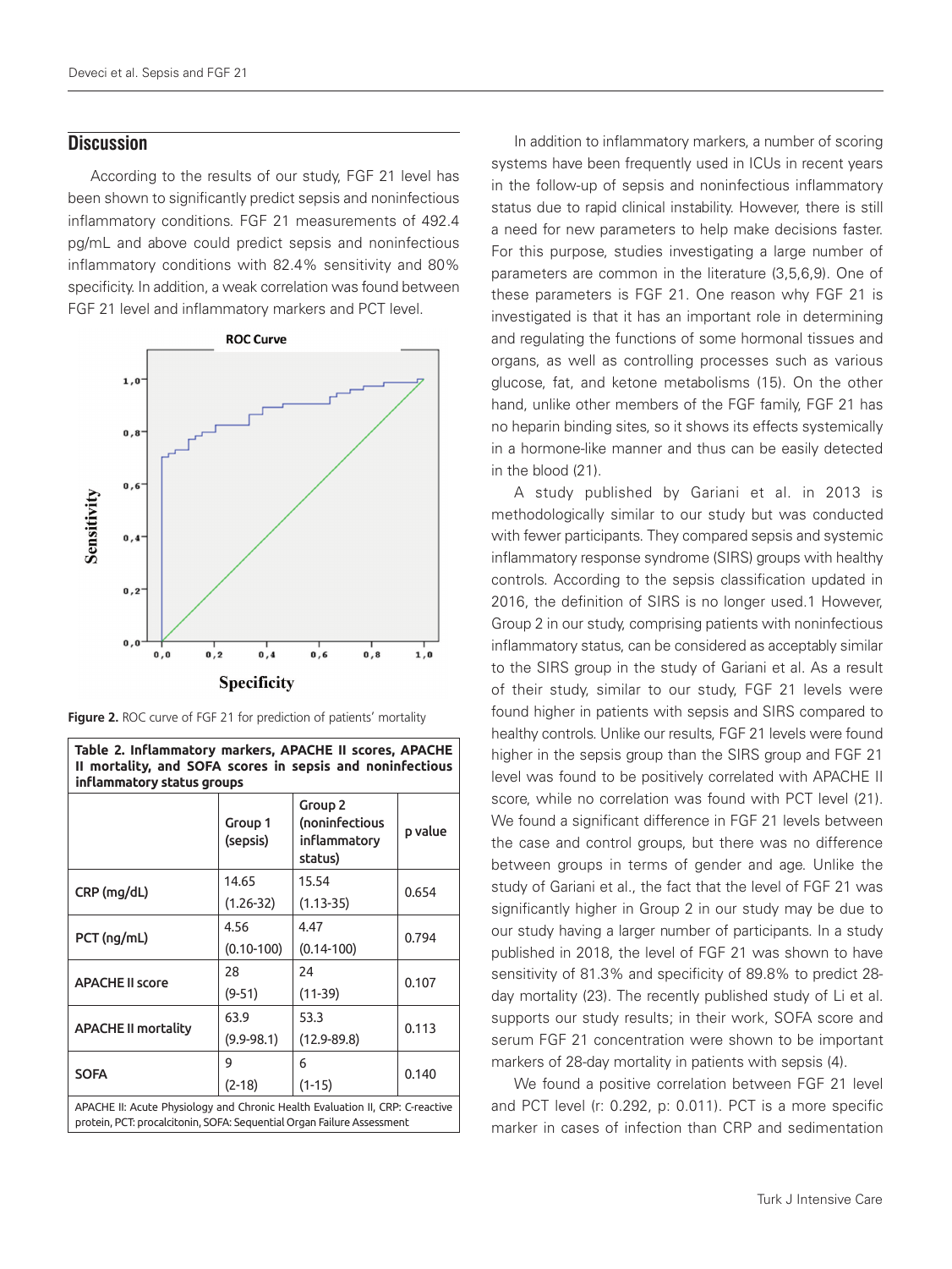## Discussion

According to the results of our study, FGF 21 level has been shown to significantly predict sepsis and noninfectious inflammatory conditions. FGF 21 measurements of 492.4 pg/mL and above could predict sepsis and noninfectious inflammatory conditions with 82.4% sensitivity and 80% specificity. In addition, a weak correlation was found between FGF 21 level and inflammatory markers and PCT level.

**Figure 2.** ROC curve of FGF 21 for prediction of patients' mortality

**Table 2. Inflammatory markers, APACHE II scores, APACHE II mortality, and SOFA scores in sepsis and noninfectious inflammatory status groups**

| | Group 1 (sepsis) | Group 2 (noninfectious inflammatory status) | p value |
|---|---|---|---|
| CRP (mg/dL) | 14.65 (1.26-32) | 15.54 (1.13-35) | 0.654 |
| PCT (ng/mL) | 4.56 (0.10-100) | 4.47 (0.14-100) | 0.794 |
| APACHE II score | 28 (9-51) | 24 (11-39) | 0.107 |
| APACHE II mortality | 63.9 (9.9-98.1) | 53.3 (12.9-89.8) | 0.113 |
| SOFA | 9 (2-18) | 6 (1-15) | 0.140 |

APACHE II: Acute Physiology and Chronic Health Evaluation II, CRP: C-reactive protein, PCT: procalcitonin, SOFA: Sequential Organ Failure Assessment

In addition to inflammatory markers, a number of scoring systems have been frequently used in ICUs in recent years in the follow-up of sepsis and noninfectious inflammatory status due to rapid clinical instability. However, there is still a need for new parameters to help make decisions faster. For this purpose, studies investigating a large number of parameters are common in the literature (3,5,6,9). One of these parameters is FGF 21. One reason why FGF 21 is investigated is that it has an important role in determining and regulating the functions of some hormonal tissues and organs, as well as controlling processes such as various glucose, fat, and ketone metabolisms (15). On the other hand, unlike other members of the FGF family, FGF 21 has no heparin binding sites, so it shows its effects systemically in a hormone-like manner and thus can be easily detected in the blood (21).

A study published by Gariani et al. in 2013 is methodologically similar to our study but was conducted with fewer participants. They compared sepsis and systemic inflammatory response syndrome (SIRS) groups with healthy controls. According to the sepsis classification updated in 2016, the definition of SIRS is no longer used.1 However, Group 2 in our study, comprising patients with noninfectious inflammatory status, can be considered as acceptably similar to the SIRS group in the study of Gariani et al. As a result of their study, similar to our study, FGF 21 levels were found higher in patients with sepsis and SIRS compared to healthy controls. Unlike our results, FGF 21 levels were found higher in the sepsis group than the SIRS group and FGF 21 level was found to be positively correlated with APACHE II score, while no correlation was found with PCT level (21). We found a significant difference in FGF 21 levels between the case and control groups, but there was no difference between groups in terms of gender and age. Unlike the study of Gariani et al., the fact that the level of FGF 21 was significantly higher in Group 2 in our study may be due to our study having a larger number of participants. In a study published in 2018, the level of FGF 21 was shown to have sensitivity of 81.3% and specificity of 89.8% to predict 28-day mortality (23). The recently published study of Li et al. supports our study results; in their work, SOFA score and serum FGF 21 concentration were shown to be important markers of 28-day mortality in patients with sepsis (4).

We found a positive correlation between FGF 21 level and PCT level (r: 0.292, p: 0.011). PCT is a more specific marker in cases of infection than CRP and sedimentation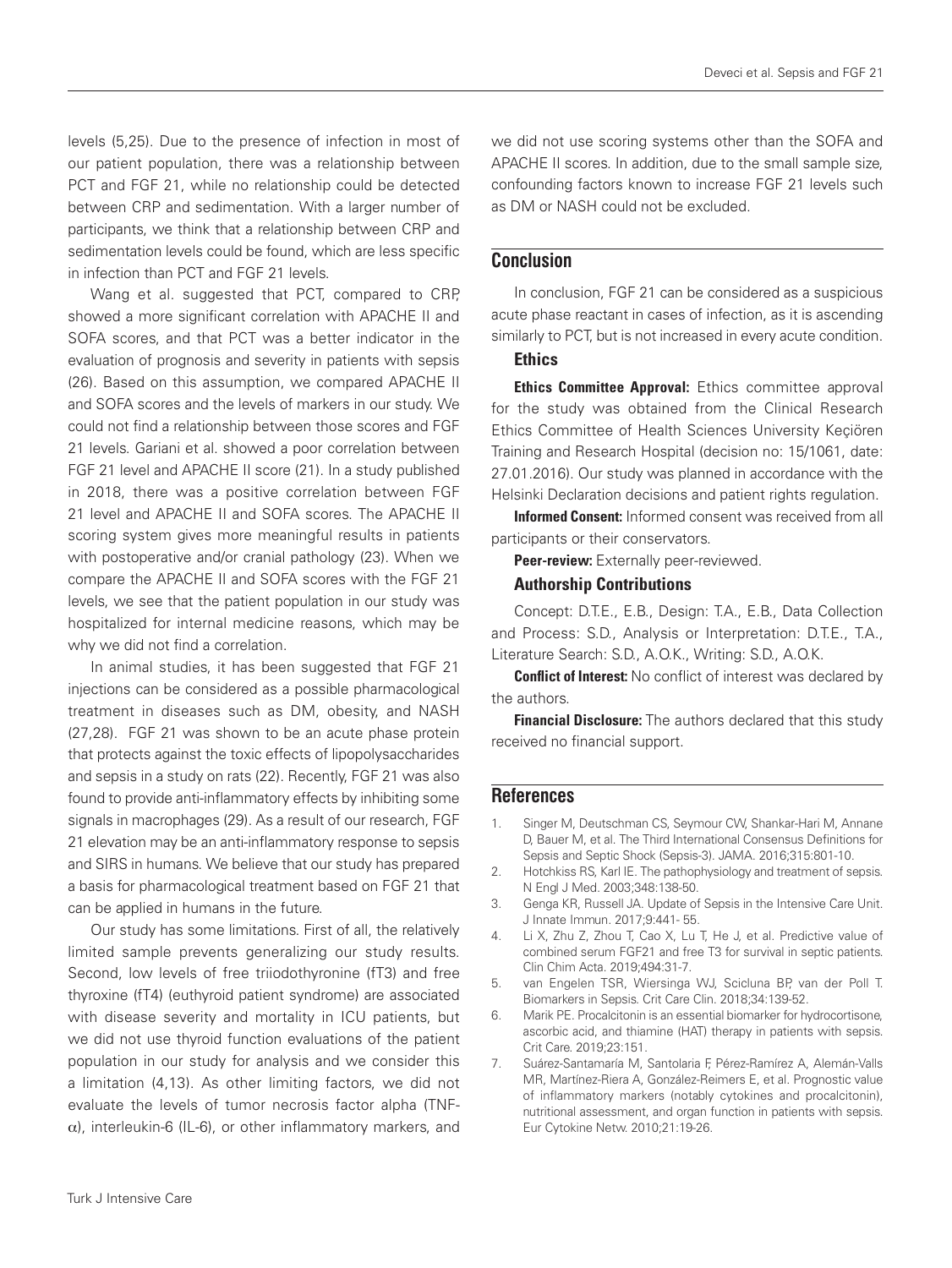levels (5,25). Due to the presence of infection in most of our patient population, there was a relationship between PCT and FGF 21, while no relationship could be detected between CRP and sedimentation. With a larger number of participants, we think that a relationship between CRP and sedimentation levels could be found, which are less specific in infection than PCT and FGF 21 levels.

Wang et al. suggested that PCT, compared to CRP, showed a more significant correlation with APACHE II and SOFA scores, and that PCT was a better indicator in the evaluation of prognosis and severity in patients with sepsis (26). Based on this assumption, we compared APACHE II and SOFA scores and the levels of markers in our study. We could not find a relationship between those scores and FGF 21 levels. Gariani et al. showed a poor correlation between FGF 21 level and APACHE II score (21). In a study published in 2018, there was a positive correlation between FGF 21 level and APACHE II and SOFA scores. The APACHE II scoring system gives more meaningful results in patients with postoperative and/or cranial pathology (23). When we compare the APACHE II and SOFA scores with the FGF 21 levels, we see that the patient population in our study was hospitalized for internal medicine reasons, which may be why we did not find a correlation.

In animal studies, it has been suggested that FGF 21 injections can be considered as a possible pharmacological treatment in diseases such as DM, obesity, and NASH (27,28). FGF 21 was shown to be an acute phase protein that protects against the toxic effects of lipopolysaccharides and sepsis in a study on rats (22). Recently, FGF 21 was also found to provide anti-inflammatory effects by inhibiting some signals in macrophages (29). As a result of our research, FGF 21 elevation may be an anti-inflammatory response to sepsis and SIRS in humans. We believe that our study has prepared a basis for pharmacological treatment based on FGF 21 that can be applied in humans in the future.

Our study has some limitations. First of all, the relatively limited sample prevents generalizing our study results. Second, low levels of free triiodothyronine (fT3) and free thyroxine (fT4) (euthyroid patient syndrome) are associated with disease severity and mortality in ICU patients, but we did not use thyroid function evaluations of the patient population in our study for analysis and we consider this a limitation (4,13). As other limiting factors, we did not evaluate the levels of tumor necrosis factor alpha (TNF-$\alpha$), interleukin-6 (IL-6), or other inflammatory markers, and we did not use scoring systems other than the SOFA and APACHE II scores. In addition, due to the small sample size, confounding factors known to increase FGF 21 levels such as DM or NASH could not be excluded.

## Conclusion

In conclusion, FGF 21 can be considered as a suspicious acute phase reactant in cases of infection, as it is ascending similarly to PCT, but is not increased in every acute condition.

### Ethics

**Ethics Committee Approval:** Ethics committee approval for the study was obtained from the Clinical Research Ethics Committee of Health Sciences University Keçiören Training and Research Hospital (decision no: 15/1061, date: 27.01.2016). Our study was planned in accordance with the Helsinki Declaration decisions and patient rights regulation.

**Informed Consent:** Informed consent was received from all participants or their conservators.

**Peer-review:** Externally peer-reviewed.

### Authorship Contributions

Concept: D.T.E., E.B., Design: T.A., E.B., Data Collection and Process: S.D., Analysis or Interpretation: D.T.E., T.A., Literature Search: S.D., A.O.K., Writing: S.D., A.O.K.

**Conflict of Interest:** No conflict of interest was declared by the authors.

**Financial Disclosure:** The authors declared that this study received no financial support.

## References

1. Singer M, Deutschman CS, Seymour CW, Shankar-Hari M, Annane D, Bauer M, et al. The Third International Consensus Definitions for Sepsis and Septic Shock (Sepsis-3). JAMA. 2016;315:801-10.
2. Hotchkiss RS, Karl IE. The pathophysiology and treatment of sepsis. N Engl J Med. 2003;348:138-50.
3. Genga KR, Russell JA. Update of Sepsis in the Intensive Care Unit. J Innate Immun. 2017;9:441- 55.
4. Li X, Zhu Z, Zhou T, Cao X, Lu T, He J, et al. Predictive value of combined serum FGF21 and free T3 for survival in septic patients. Clin Chim Acta. 2019;494:31-7.
5. van Engelen TSR, Wiersinga WJ, Scicluna BP, van der Poll T. Biomarkers in Sepsis. Crit Care Clin. 2018;34:139-52.
6. Marik PE. Procalcitonin is an essential biomarker for hydrocortisone, ascorbic acid, and thiamine (HAT) therapy in patients with sepsis. Crit Care. 2019;23:151.
7. Suárez-Santamaría M, Santolaria F, Pérez-Ramírez A, Alemán-Valls MR, Martínez-Riera A, González-Reimers E, et al. Prognostic value of inflammatory markers (notably cytokines and procalcitonin), nutritional assessment, and organ function in patients with sepsis. Eur Cytokine Netw. 2010;21:19-26.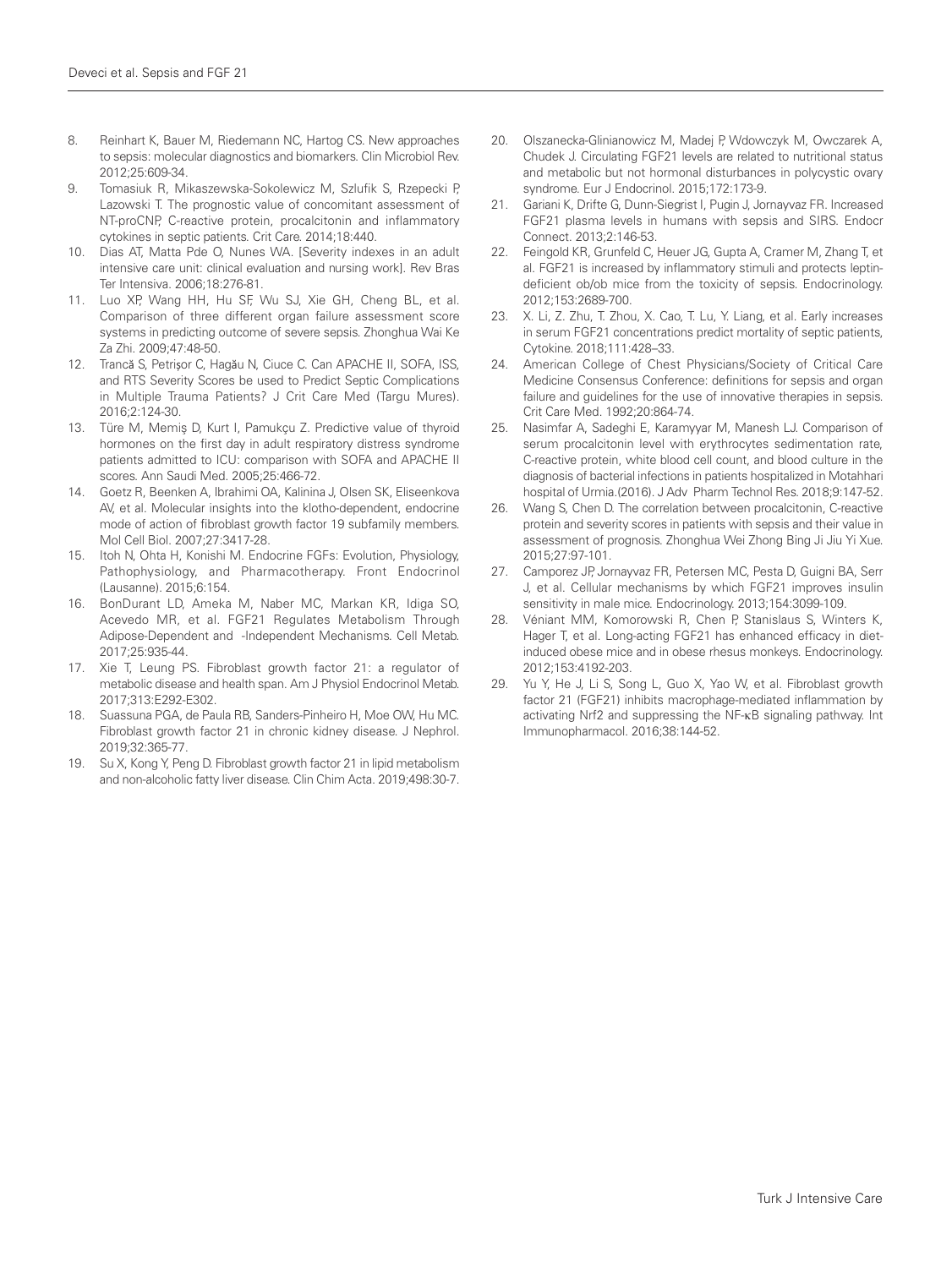8. Reinhart K, Bauer M, Riedemann NC, Hartog CS. New approaches to sepsis: molecular diagnostics and biomarkers. Clin Microbiol Rev. 2012;25:609-34.
9. Tomasiuk R, Mikaszewska-Sokolewicz M, Szlufik S, Rzepecki P, Lazowski T. The prognostic value of concomitant assessment of NT-proCNP, C-reactive protein, procalcitonin and inflammatory cytokines in septic patients. Crit Care. 2014;18:440.
10. Dias AT, Matta Pde O, Nunes WA. [Severity indexes in an adult intensive care unit: clinical evaluation and nursing work]. Rev Bras Ter Intensiva. 2006;18:276-81.
11. Luo XP, Wang HH, Hu SF, Wu SJ, Xie GH, Cheng BL, et al. Comparison of three different organ failure assessment score systems in predicting outcome of severe sepsis. Zhonghua Wai Ke Za Zhi. 2009;47:48-50.
12. Trancă S, Petrişor C, Hagău N, Ciuce C. Can APACHE II, SOFA, ISS, and RTS Severity Scores be used to Predict Septic Complications in Multiple Trauma Patients? J Crit Care Med (Targu Mures). 2016;2:124-30.
13. Türe M, Memiş D, Kurt I, Pamukçu Z. Predictive value of thyroid hormones on the first day in adult respiratory distress syndrome patients admitted to ICU: comparison with SOFA and APACHE II scores. Ann Saudi Med. 2005;25:466-72.
14. Goetz R, Beenken A, Ibrahimi OA, Kalinina J, Olsen SK, Eliseenkova AV, et al. Molecular insights into the klotho-dependent, endocrine mode of action of fibroblast growth factor 19 subfamily members. Mol Cell Biol. 2007;27:3417-28.
15. Itoh N, Ohta H, Konishi M. Endocrine FGFs: Evolution, Physiology, Pathophysiology, and Pharmacotherapy. Front Endocrinol (Lausanne). 2015;6:154.
16. BonDurant LD, Ameka M, Naber MC, Markan KR, Idiga SO, Acevedo MR, et al. FGF21 Regulates Metabolism Through Adipose-Dependent and -Independent Mechanisms. Cell Metab. 2017;25:935-44.
17. Xie T, Leung PS. Fibroblast growth factor 21: a regulator of metabolic disease and health span. Am J Physiol Endocrinol Metab. 2017;313:E292-E302.
18. Suassuna PGA, de Paula RB, Sanders-Pinheiro H, Moe OW, Hu MC. Fibroblast growth factor 21 in chronic kidney disease. J Nephrol. 2019;32:365-77.
19. Su X, Kong Y, Peng D. Fibroblast growth factor 21 in lipid metabolism and non-alcoholic fatty liver disease. Clin Chim Acta. 2019;498:30-7.
20. Olszanecka-Glinianowicz M, Madej P, Wdowczyk M, Owczarek A, Chudek J. Circulating FGF21 levels are related to nutritional status and metabolic but not hormonal disturbances in polycystic ovary syndrome. Eur J Endocrinol. 2015;172:173-9.
21. Gariani K, Drifte G, Dunn-Siegrist I, Pugin J, Jornayvaz FR. Increased FGF21 plasma levels in humans with sepsis and SIRS. Endocr Connect. 2013;2:146-53.
22. Feingold KR, Grunfeld C, Heuer JG, Gupta A, Cramer M, Zhang T, et al. FGF21 is increased by inflammatory stimuli and protects leptin-deficient ob/ob mice from the toxicity of sepsis. Endocrinology. 2012;153:2689-700.
23. X. Li, Z. Zhu, T. Zhou, X. Cao, T. Lu, Y. Liang, et al. Early increases in serum FGF21 concentrations predict mortality of septic patients, Cytokine. 2018;111:428–33.
24. American College of Chest Physicians/Society of Critical Care Medicine Consensus Conference: definitions for sepsis and organ failure and guidelines for the use of innovative therapies in sepsis. Crit Care Med. 1992;20:864-74.
25. Nasimfar A, Sadeghi E, Karamyyar M, Manesh LJ. Comparison of serum procalcitonin level with erythrocytes sedimentation rate, C-reactive protein, white blood cell count, and blood culture in the diagnosis of bacterial infections in patients hospitalized in Motahhari hospital of Urmia.(2016). J Adv Pharm Technol Res. 2018;9:147-52.
26. Wang S, Chen D. The correlation between procalcitonin, C-reactive protein and severity scores in patients with sepsis and their value in assessment of prognosis. Zhonghua Wei Zhong Bing Ji Jiu Yi Xue. 2015;27:97-101.
27. Camporez JP, Jornayvaz FR, Petersen MC, Pesta D, Guigni BA, Serr J, et al. Cellular mechanisms by which FGF21 improves insulin sensitivity in male mice. Endocrinology. 2013;154:3099-109.
28. Véniant MM, Komorowski R, Chen P, Stanislaus S, Winters K, Hager T, et al. Long-acting FGF21 has enhanced efficacy in diet-induced obese mice and in obese rhesus monkeys. Endocrinology. 2012;153:4192-203.
29. Yu Y, He J, Li S, Song L, Guo X, Yao W, et al. Fibroblast growth factor 21 (FGF21) inhibits macrophage-mediated inflammation by activating Nrf2 and suppressing the NF-κB signaling pathway. Int Immunopharmacol. 2016;38:144-52.